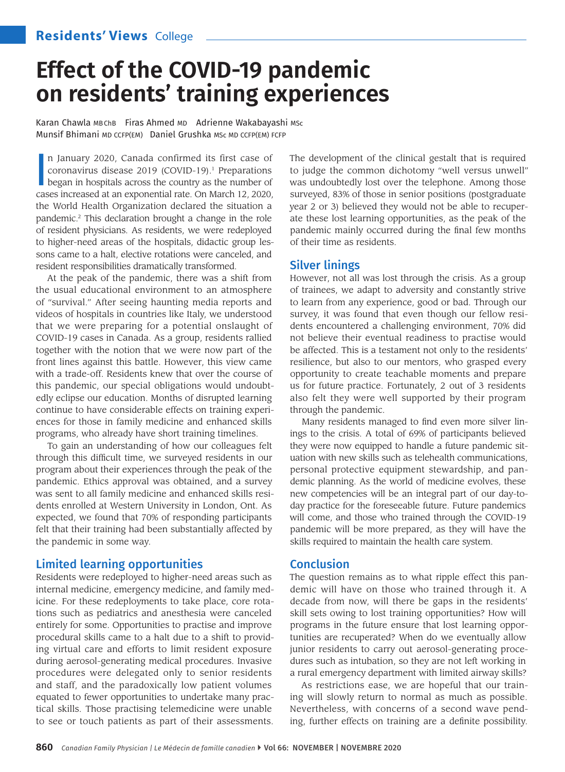Residents' Views | College

# Effect of the COVID-19 pandemic on residents' training experiences

Karan Chawla MBChB Firas Ahmed MD Adrienne Wakabayashi MSc Munsif Bhimani MD CCFP(EM) Daniel Grushka MSc MD CCFP(EM) FCFP

In January 2020, Canada confirmed its first case of coronavirus disease 2019 (COVID-19).[1] Preparations began in hospitals across the country as the number of cases increased at an exponential rate. On March 12, 2020, the World Health Organization declared the situation a pandemic.[2] This declaration brought a change in the role of resident physicians. As residents, we were redeployed to higher-need areas of the hospitals, didactic group lessons came to a halt, elective rotations were canceled, and resident responsibilities dramatically transformed.

At the peak of the pandemic, there was a shift from the usual educational environment to an atmosphere of "survival." After seeing haunting media reports and videos of hospitals in countries like Italy, we understood that we were preparing for a potential onslaught of COVID-19 cases in Canada. As a group, residents rallied together with the notion that we were now part of the front lines against this battle. However, this view came with a trade-off. Residents knew that over the course of this pandemic, our special obligations would undoubtedly eclipse our education. Months of disrupted learning continue to have considerable effects on training experiences for those in family medicine and enhanced skills programs, who already have short training timelines.

To gain an understanding of how our colleagues felt through this difficult time, we surveyed residents in our program about their experiences through the peak of the pandemic. Ethics approval was obtained, and a survey was sent to all family medicine and enhanced skills residents enrolled at Western University in London, Ont. As expected, we found that 70% of responding participants felt that their training had been substantially affected by the pandemic in some way.

## Limited learning opportunities

Residents were redeployed to higher-need areas such as internal medicine, emergency medicine, and family medicine. For these redeployments to take place, core rotations such as pediatrics and anesthesia were canceled entirely for some. Opportunities to practise and improve procedural skills came to a halt due to a shift to providing virtual care and efforts to limit resident exposure during aerosol-generating medical procedures. Invasive procedures were delegated only to senior residents and staff, and the paradoxically low patient volumes equated to fewer opportunities to undertake many practical skills. Those practising telemedicine were unable to see or touch patients as part of their assessments. The development of the clinical gestalt that is required to judge the common dichotomy "well versus unwell" was undoubtedly lost over the telephone. Among those surveyed, 83% of those in senior positions (postgraduate year 2 or 3) believed they would not be able to recuperate these lost learning opportunities, as the peak of the pandemic mainly occurred during the final few months of their time as residents.

## Silver linings

However, not all was lost through the crisis. As a group of trainees, we adapt to adversity and constantly strive to learn from any experience, good or bad. Through our survey, it was found that even though our fellow residents encountered a challenging environment, 70% did not believe their eventual readiness to practise would be affected. This is a testament not only to the residents' resilience, but also to our mentors, who grasped every opportunity to create teachable moments and prepare us for future practice. Fortunately, 2 out of 3 residents also felt they were well supported by their program through the pandemic.

Many residents managed to find even more silver linings to the crisis. A total of 69% of participants believed they were now equipped to handle a future pandemic situation with new skills such as telehealth communications, personal protective equipment stewardship, and pandemic planning. As the world of medicine evolves, these new competencies will be an integral part of our day-to-day practice for the foreseeable future. Future pandemics will come, and those who trained through the COVID-19 pandemic will be more prepared, as they will have the skills required to maintain the health care system.

## Conclusion

The question remains as to what ripple effect this pandemic will have on those who trained through it. A decade from now, will there be gaps in the residents' skill sets owing to lost training opportunities? How will programs in the future ensure that lost learning opportunities are recuperated? When do we eventually allow junior residents to carry out aerosol-generating procedures such as intubation, so they are not left working in a rural emergency department with limited airway skills?

As restrictions ease, we are hopeful that our training will slowly return to normal as much as possible. Nevertheless, with concerns of a second wave pending, further effects on training are a definite possibility.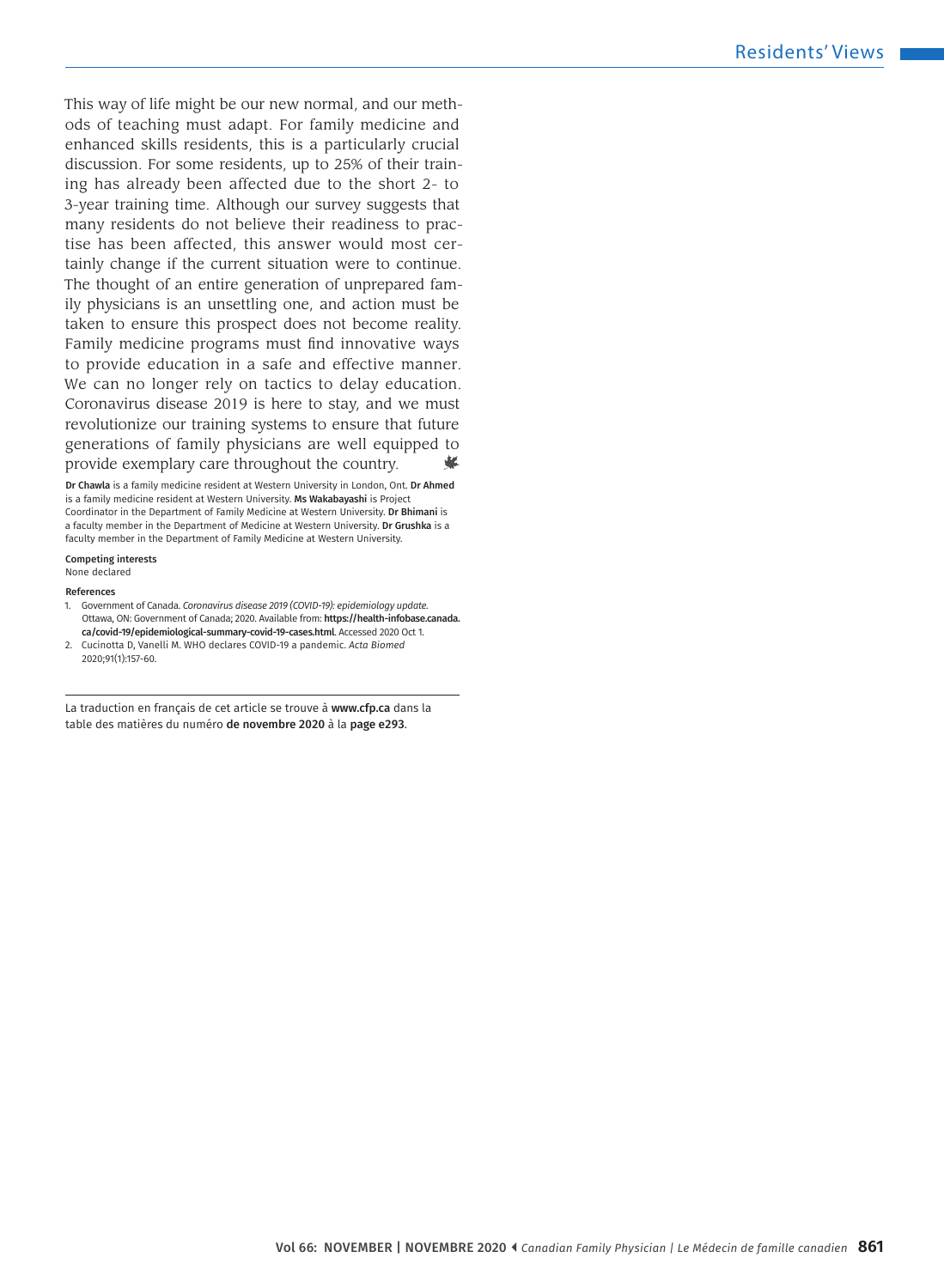This way of life might be our new normal, and our methods of teaching must adapt. For family medicine and enhanced skills residents, this is a particularly crucial discussion. For some residents, up to 25% of their training has already been affected due to the short 2- to 3-year training time. Although our survey suggests that many residents do not believe their readiness to practise has been affected, this answer would most certainly change if the current situation were to continue. The thought of an entire generation of unprepared family physicians is an unsettling one, and action must be taken to ensure this prospect does not become reality. Family medicine programs must find innovative ways to provide education in a safe and effective manner. We can no longer rely on tactics to delay education. Coronavirus disease 2019 is here to stay, and we must revolutionize our training systems to ensure that future generations of family physicians are well equipped to provide exemplary care throughout the country.

**Dr Chawla** is a family medicine resident at Western University in London, Ont. **Dr Ahmed** is a family medicine resident at Western University. **Ms Wakabayashi** is Project Coordinator in the Department of Family Medicine at Western University. **Dr Bhimani** is a faculty member in the Department of Medicine at Western University. **Dr Grushka** is a faculty member in the Department of Family Medicine at Western University.

**Competing interests**

None declared

**References**

1. Government of Canada. *Coronavirus disease 2019 (COVID-19): epidemiology update.* Ottawa, ON: Government of Canada; 2020. Available from: **https://health-infobase.canada.ca/covid-19/epidemiological-summary-covid-19-cases.html**. Accessed 2020 Oct 1.
2. Cucinotta D, Vanelli M. WHO declares COVID-19 a pandemic. *Acta Biomed* 2020;91(1):157-60.

---

La traduction en français de cet article se trouve à **www.cfp.ca** dans la table des matières du numéro **de novembre 2020** à la **page e293**.